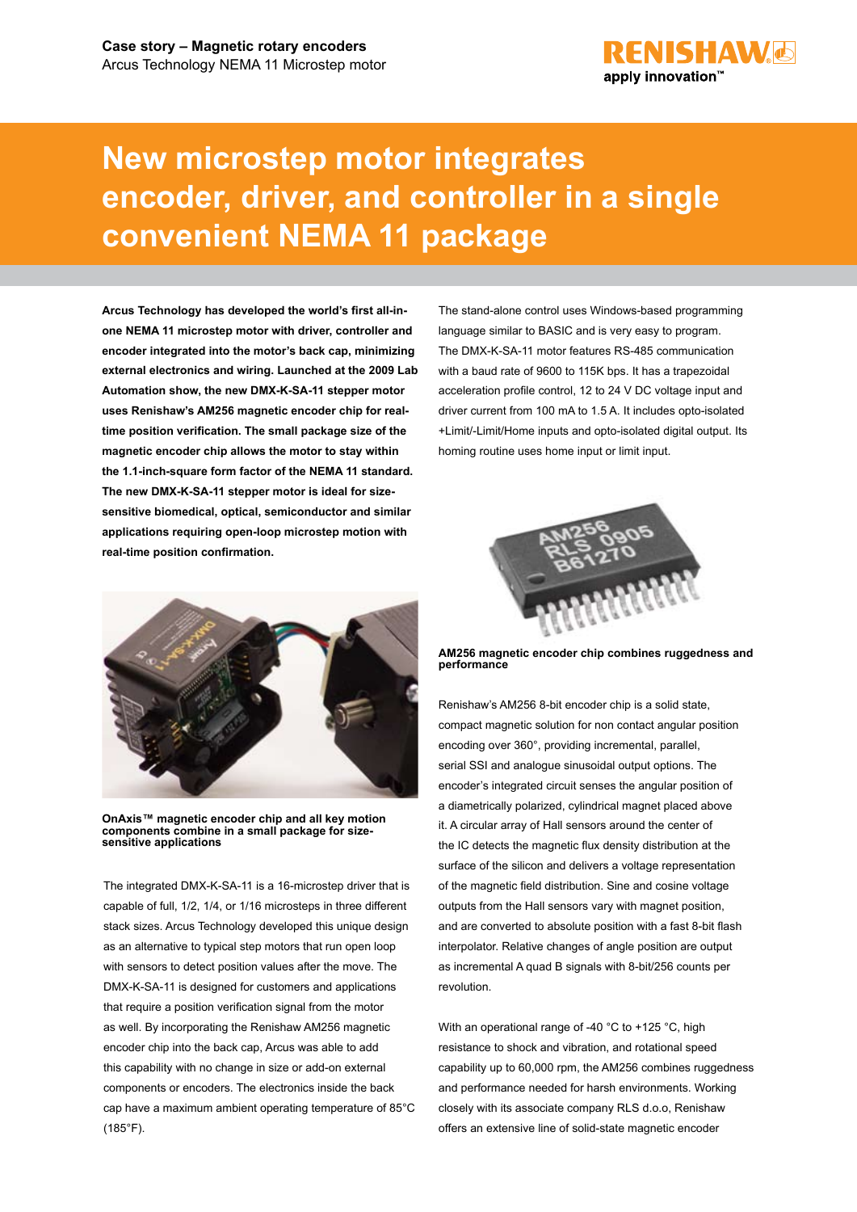**Case story – Magnetic rotary encoders**
Arcus Technology NEMA 11 Microstep motor

# New microstep motor integrates encoder, driver, and controller in a single convenient NEMA 11 package

**Arcus Technology has developed the world's first all-in-one NEMA 11 microstep motor with driver, controller and encoder integrated into the motor's back cap, minimizing external electronics and wiring. Launched at the 2009 Lab Automation show, the new DMX-K-SA-11 stepper motor uses Renishaw's AM256 magnetic encoder chip for real-time position verification. The small package size of the magnetic encoder chip allows the motor to stay within the 1.1-inch-square form factor of the NEMA 11 standard. The new DMX-K-SA-11 stepper motor is ideal for size-sensitive biomedical, optical, semiconductor and similar applications requiring open-loop microstep motion with real-time position confirmation.**

**OnAxis™ magnetic encoder chip and all key motion components combine in a small package for size-sensitive applications**

The integrated DMX-K-SA-11 is a 16-microstep driver that is capable of full, 1/2, 1/4, or 1/16 microsteps in three different stack sizes. Arcus Technology developed this unique design as an alternative to typical step motors that run open loop with sensors to detect position values after the move. The DMX-K-SA-11 is designed for customers and applications that require a position verification signal from the motor as well. By incorporating the Renishaw AM256 magnetic encoder chip into the back cap, Arcus was able to add this capability with no change in size or add-on external components or encoders. The electronics inside the back cap have a maximum ambient operating temperature of 85°C (185°F).

The stand-alone control uses Windows-based programming language similar to BASIC and is very easy to program. The DMX-K-SA-11 motor features RS-485 communication with a baud rate of 9600 to 115K bps. It has a trapezoidal acceleration profile control, 12 to 24 V DC voltage input and driver current from 100 mA to 1.5 A. It includes opto-isolated +Limit/-Limit/Home inputs and opto-isolated digital output. Its homing routine uses home input or limit input.

**AM256 magnetic encoder chip combines ruggedness and performance**

Renishaw's AM256 8-bit encoder chip is a solid state, compact magnetic solution for non contact angular position encoding over 360°, providing incremental, parallel, serial SSI and analogue sinusoidal output options. The encoder's integrated circuit senses the angular position of a diametrically polarized, cylindrical magnet placed above it. A circular array of Hall sensors around the center of the IC detects the magnetic flux density distribution at the surface of the silicon and delivers a voltage representation of the magnetic field distribution. Sine and cosine voltage outputs from the Hall sensors vary with magnet position, and are converted to absolute position with a fast 8-bit flash interpolator. Relative changes of angle position are output as incremental A quad B signals with 8-bit/256 counts per revolution.

With an operational range of -40 °C to +125 °C, high resistance to shock and vibration, and rotational speed capability up to 60,000 rpm, the AM256 combines ruggedness and performance needed for harsh environments. Working closely with its associate company RLS d.o.o, Renishaw offers an extensive line of solid-state magnetic encoder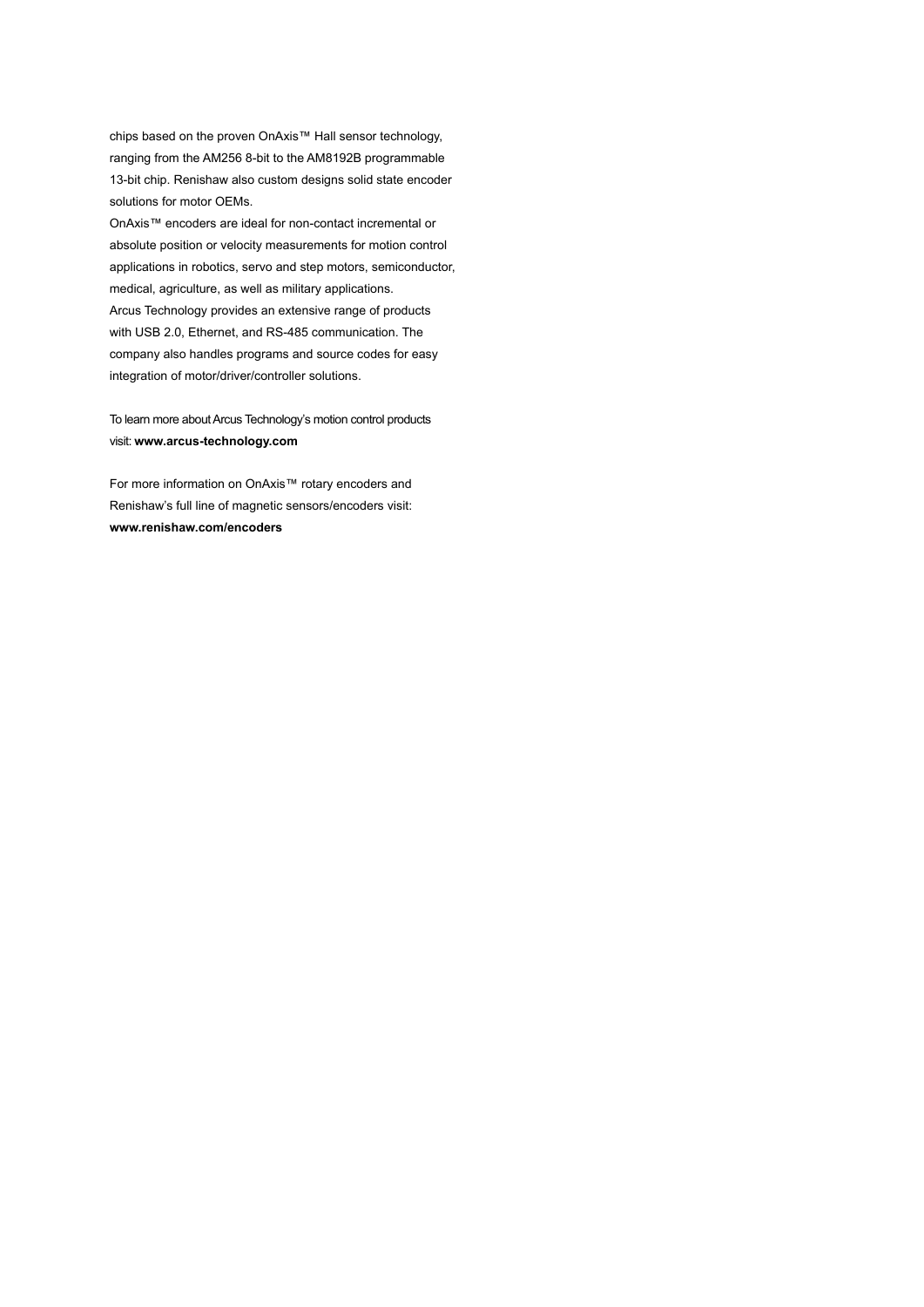chips based on the proven OnAxis™ Hall sensor technology, ranging from the AM256 8-bit to the AM8192B programmable 13-bit chip. Renishaw also custom designs solid state encoder solutions for motor OEMs.

OnAxis™ encoders are ideal for non-contact incremental or absolute position or velocity measurements for motion control applications in robotics, servo and step motors, semiconductor, medical, agriculture, as well as military applications.

Arcus Technology provides an extensive range of products with USB 2.0, Ethernet, and RS-485 communication. The company also handles programs and source codes for easy integration of motor/driver/controller solutions.

To learn more about Arcus Technology's motion control products visit: **www.arcus-technology.com**

For more information on OnAxis™ rotary encoders and Renishaw's full line of magnetic sensors/encoders visit: **www.renishaw.com/encoders**